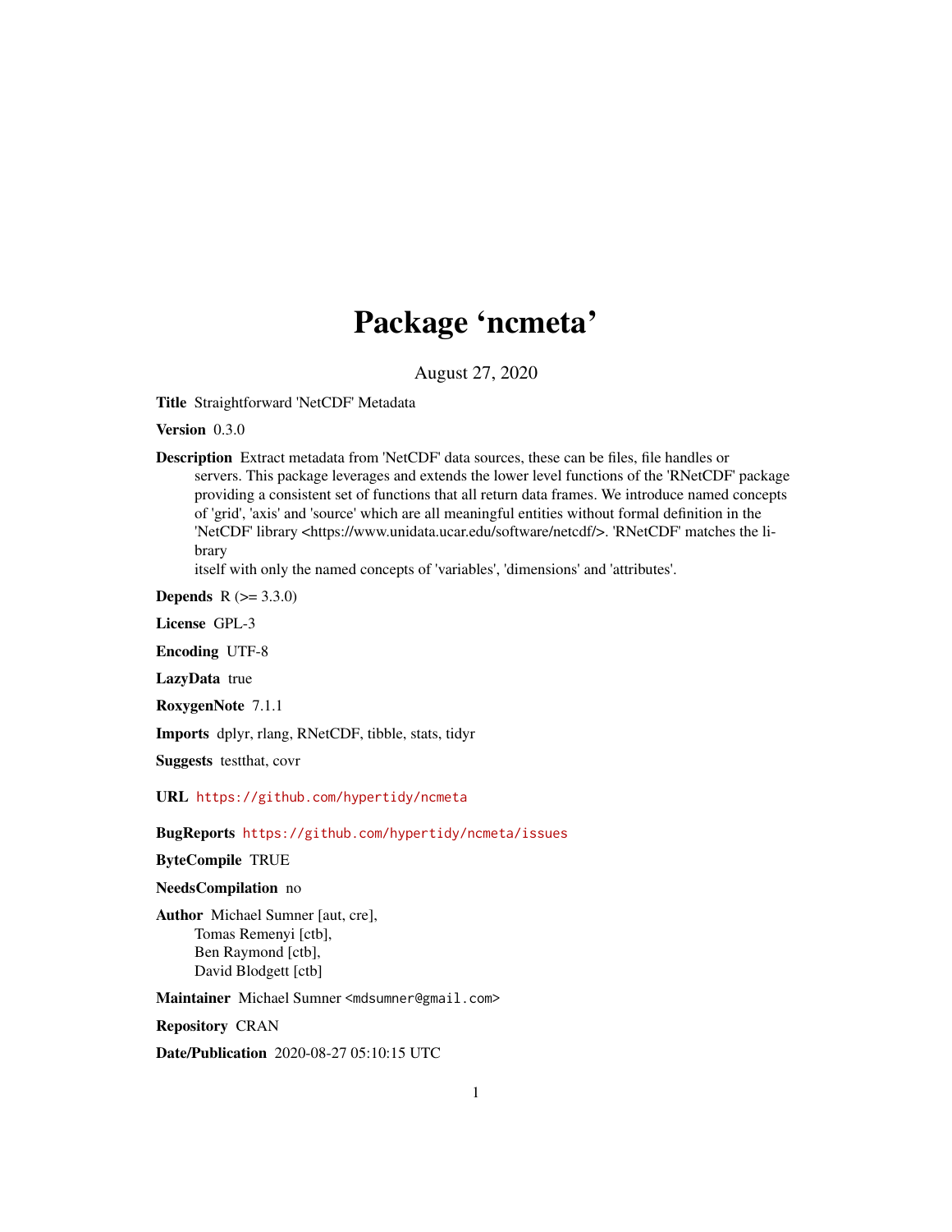# Package 'ncmeta'

August 27, 2020

**Title** Straightforward 'NetCDF' Metadata

**Version** 0.3.0

**Description** Extract metadata from 'NetCDF' data sources, these can be files, file handles or servers. This package leverages and extends the lower level functions of the 'RNetCDF' package providing a consistent set of functions that all return data frames. We introduce named concepts of 'grid', 'axis' and 'source' which are all meaningful entities without formal definition in the 'NetCDF' library <https://www.unidata.ucar.edu/software/netcdf/>. 'RNetCDF' matches the library itself with only the named concepts of 'variables', 'dimensions' and 'attributes'.

**Depends** R (>= 3.3.0)

**License** GPL-3

**Encoding** UTF-8

**LazyData** true

**RoxygenNote** 7.1.1

**Imports** dplyr, rlang, RNetCDF, tibble, stats, tidyr

**Suggests** testthat, covr

**URL** https://github.com/hypertidy/ncmeta

**BugReports** https://github.com/hypertidy/ncmeta/issues

**ByteCompile** TRUE

**NeedsCompilation** no

**Author** Michael Sumner [aut, cre],
Tomas Remenyi [ctb],
Ben Raymond [ctb],
David Blodgett [ctb]

**Maintainer** Michael Sumner <mdsumner@gmail.com>

**Repository** CRAN

**Date/Publication** 2020-08-27 05:10:15 UTC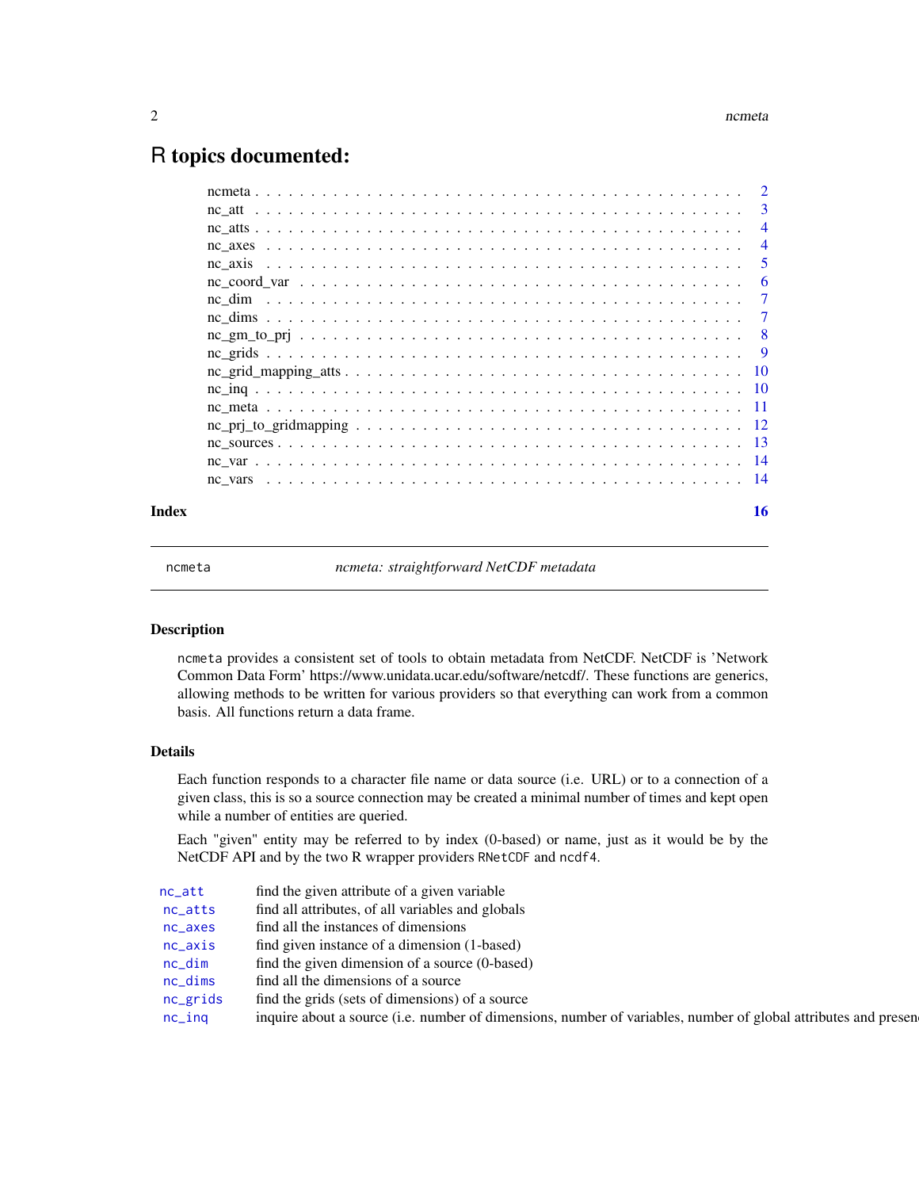# R topics documented:

| | |
|---|---|
| ncmeta | 2 |
| nc_att | 3 |
| nc_atts | 4 |
| nc_axes | 4 |
| nc_axis | 5 |
| nc_coord_var | 6 |
| nc_dim | 7 |
| nc_dims | 7 |
| nc_gm_to_prj | 8 |
| nc_grids | 9 |
| nc_grid_mapping_atts | 10 |
| nc_inq | 10 |
| nc_meta | 11 |
| nc_prj_to_gridmapping | 12 |
| nc_sources | 13 |
| nc_var | 14 |
| nc_vars | 14 |

**Index** **16**

---

ncmeta — *ncmeta: straightforward NetCDF metadata*

---

## Description

ncmeta provides a consistent set of tools to obtain metadata from NetCDF. NetCDF is 'Network Common Data Form' https://www.unidata.ucar.edu/software/netcdf/. These functions are generics, allowing methods to be written for various providers so that everything can work from a common basis. All functions return a data frame.

## Details

Each function responds to a character file name or data source (i.e. URL) or to a connection of a given class, this is so a source connection may be created a minimal number of times and kept open while a number of entities are queried.

Each "given" entity may be referred to by index (0-based) or name, just as it would be by the NetCDF API and by the two R wrapper providers RNetCDF and ncdf4.

| | |
|---|---|
| nc_att | find the given attribute of a given variable |
| nc_atts | find all attributes, of all variables and globals |
| nc_axes | find all the instances of dimensions |
| nc_axis | find given instance of a dimension (1-based) |
| nc_dim | find the given dimension of a source (0-based) |
| nc_dims | find all the dimensions of a source |
| nc_grids | find the grids (sets of dimensions) of a source |
| nc_inq | inquire about a source (i.e. number of dimensions, number of variables, number of global attributes and presen |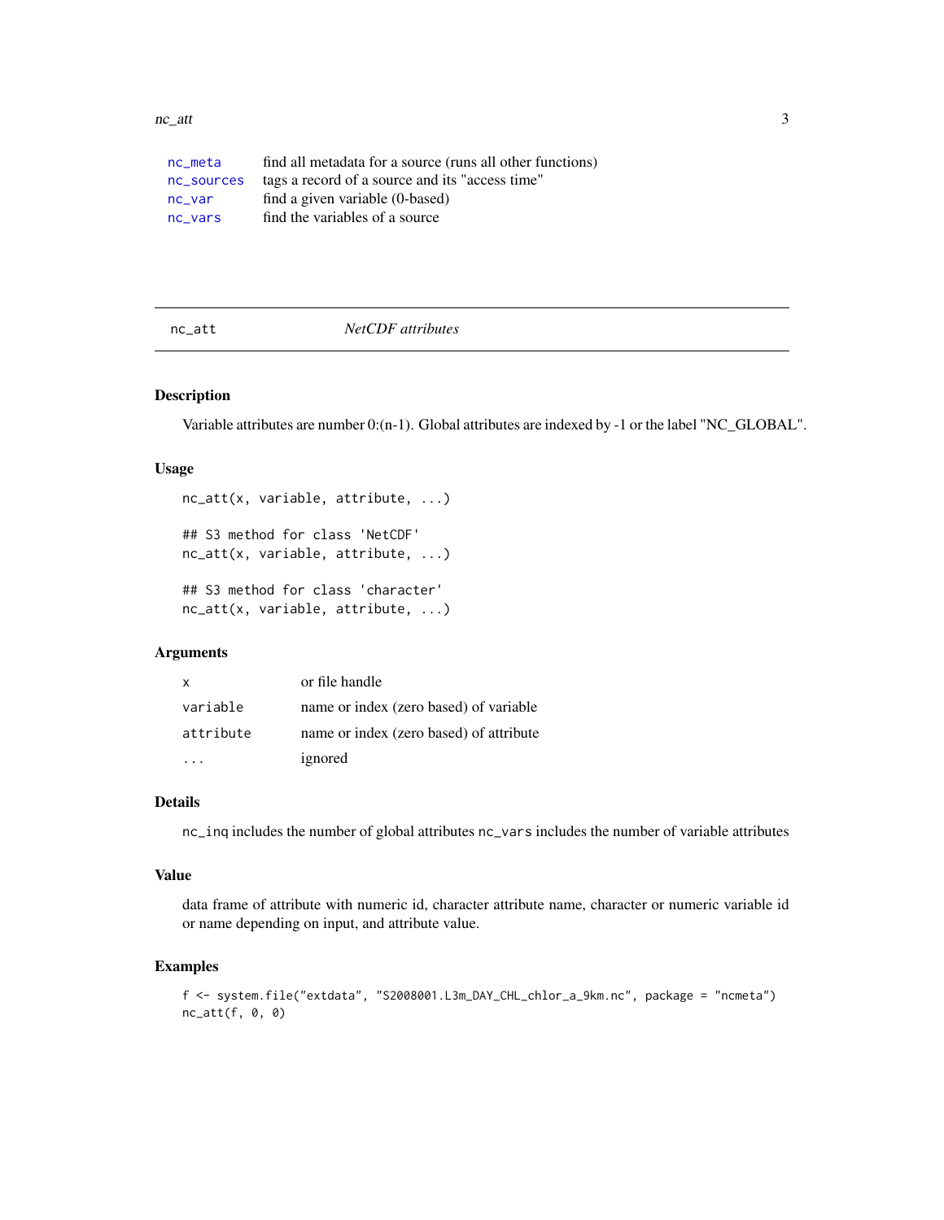| | |
|---|---|
| nc_meta | find all metadata for a source (runs all other functions) |
| nc_sources | tags a record of a source and its "access time" |
| nc_var | find a given variable (0-based) |
| nc_vars | find the variables of a source |

---

## nc_att *NetCDF attributes*

---

### Description

Variable attributes are number 0:(n-1). Global attributes are indexed by -1 or the label "NC_GLOBAL".

### Usage

```
nc_att(x, variable, attribute, ...)

## S3 method for class 'NetCDF'
nc_att(x, variable, attribute, ...)

## S3 method for class 'character'
nc_att(x, variable, attribute, ...)
```

### Arguments

| | |
|---|---|
| x | or file handle |
| variable | name or index (zero based) of variable |
| attribute | name or index (zero based) of attribute |
| ... | ignored |

### Details

nc_inq includes the number of global attributes nc_vars includes the number of variable attributes

### Value

data frame of attribute with numeric id, character attribute name, character or numeric variable id or name depending on input, and attribute value.

### Examples

```
f <- system.file("extdata", "S2008001.L3m_DAY_CHL_chlor_a_9km.nc", package = "ncmeta")
nc_att(f, 0, 0)
```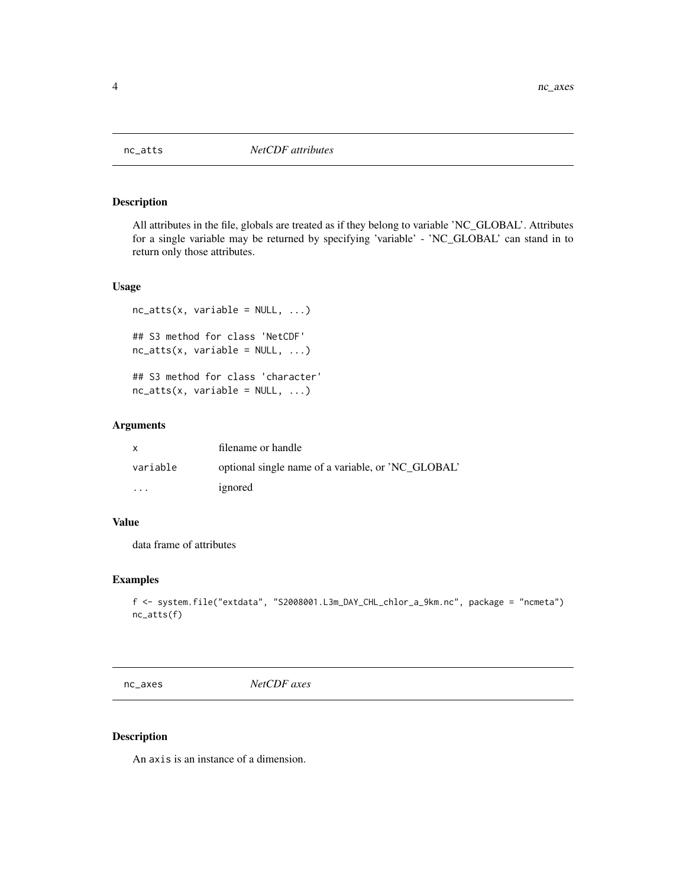## nc_atts — *NetCDF attributes*

### Description

All attributes in the file, globals are treated as if they belong to variable 'NC_GLOBAL'. Attributes for a single variable may be returned by specifying 'variable' - 'NC_GLOBAL' can stand in to return only those attributes.

### Usage

```
nc_atts(x, variable = NULL, ...)

## S3 method for class 'NetCDF'
nc_atts(x, variable = NULL, ...)

## S3 method for class 'character'
nc_atts(x, variable = NULL, ...)
```

### Arguments

| | |
|---|---|
| `x` | filename or handle |
| `variable` | optional single name of a variable, or 'NC_GLOBAL' |
| `...` | ignored |

### Value

data frame of attributes

### Examples

```
f <- system.file("extdata", "S2008001.L3m_DAY_CHL_chlor_a_9km.nc", package = "ncmeta")
nc_atts(f)
```

## nc_axes — *NetCDF axes*

### Description

An `axis` is an instance of a dimension.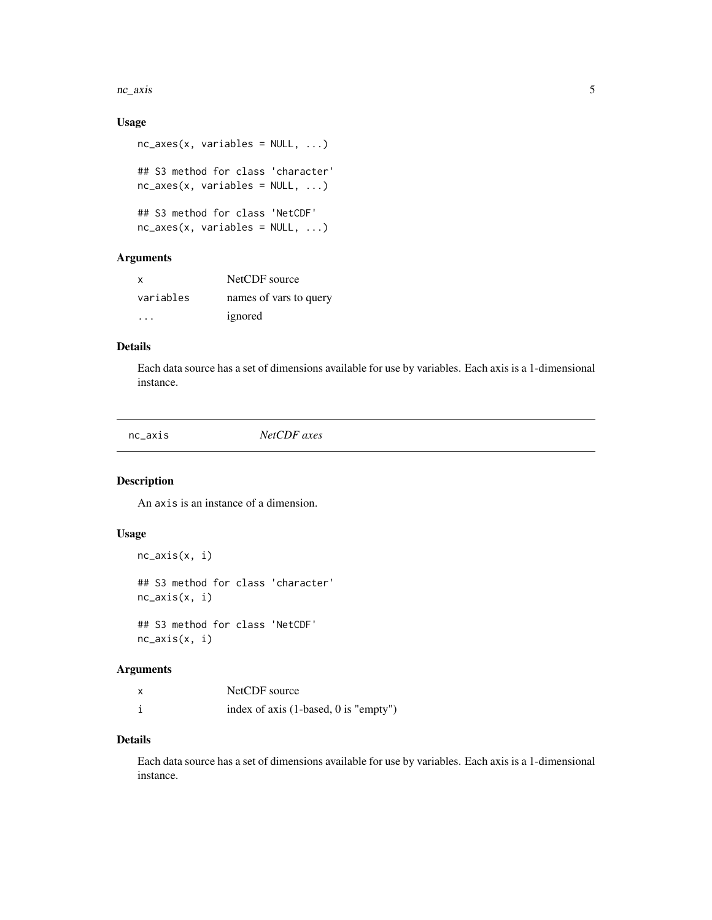### Usage

```
nc_axes(x, variables = NULL, ...)

## S3 method for class 'character'
nc_axes(x, variables = NULL, ...)

## S3 method for class 'NetCDF'
nc_axes(x, variables = NULL, ...)
```

### Arguments

| | |
|---|---|
| x | NetCDF source |
| variables | names of vars to query |
| ... | ignored |

### Details

Each data source has a set of dimensions available for use by variables. Each axis is a 1-dimensional instance.

---

## nc_axis *NetCDF axes*

### Description

An axis is an instance of a dimension.

### Usage

```
nc_axis(x, i)

## S3 method for class 'character'
nc_axis(x, i)

## S3 method for class 'NetCDF'
nc_axis(x, i)
```

### Arguments

| | |
|---|---|
| x | NetCDF source |
| i | index of axis (1-based, 0 is "empty") |

### Details

Each data source has a set of dimensions available for use by variables. Each axis is a 1-dimensional instance.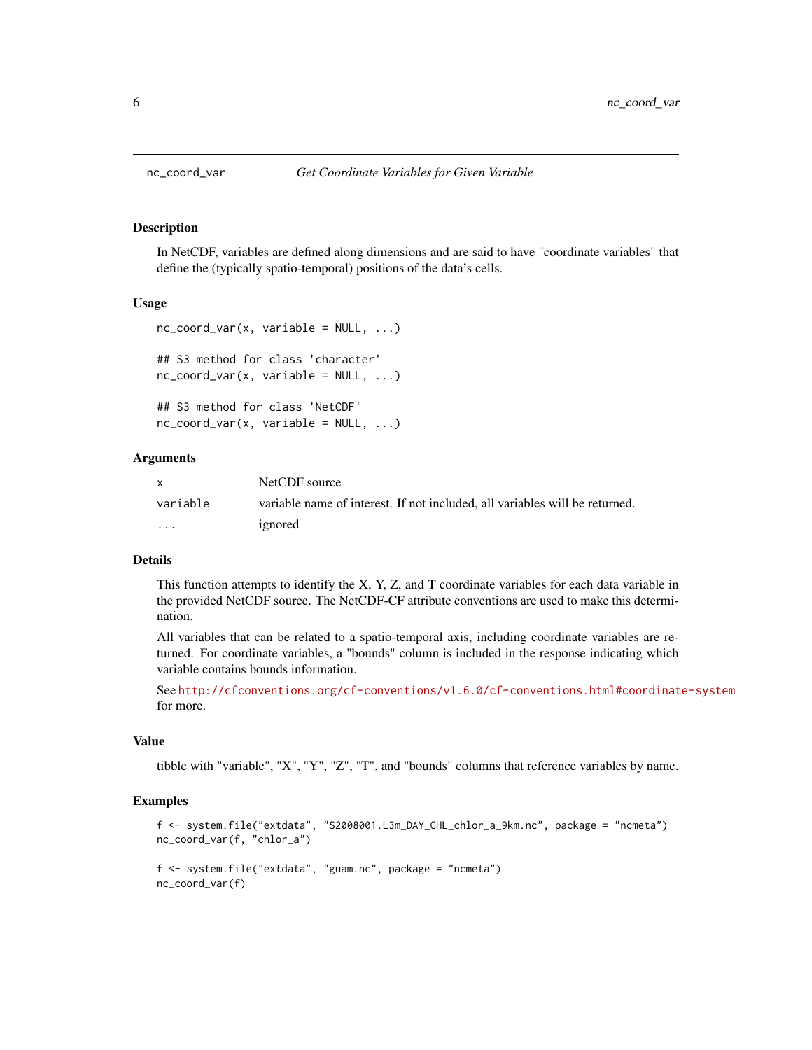## nc_coord_var — *Get Coordinate Variables for Given Variable*

### Description

In NetCDF, variables are defined along dimensions and are said to have "coordinate variables" that define the (typically spatio-temporal) positions of the data's cells.

### Usage

```
nc_coord_var(x, variable = NULL, ...)

## S3 method for class 'character'
nc_coord_var(x, variable = NULL, ...)

## S3 method for class 'NetCDF'
nc_coord_var(x, variable = NULL, ...)
```

### Arguments

| | |
|---|---|
| `x` | NetCDF source |
| `variable` | variable name of interest. If not included, all variables will be returned. |
| `...` | ignored |

### Details

This function attempts to identify the X, Y, Z, and T coordinate variables for each data variable in the provided NetCDF source. The NetCDF-CF attribute conventions are used to make this determination.

All variables that can be related to a spatio-temporal axis, including coordinate variables are returned. For coordinate variables, a "bounds" column is included in the response indicating which variable contains bounds information.

See http://cfconventions.org/cf-conventions/v1.6.0/cf-conventions.html#coordinate-system for more.

### Value

tibble with "variable", "X", "Y", "Z", "T", and "bounds" columns that reference variables by name.

### Examples

```
f <- system.file("extdata", "S2008001.L3m_DAY_CHL_chlor_a_9km.nc", package = "ncmeta")
nc_coord_var(f, "chlor_a")

f <- system.file("extdata", "guam.nc", package = "ncmeta")
nc_coord_var(f)
```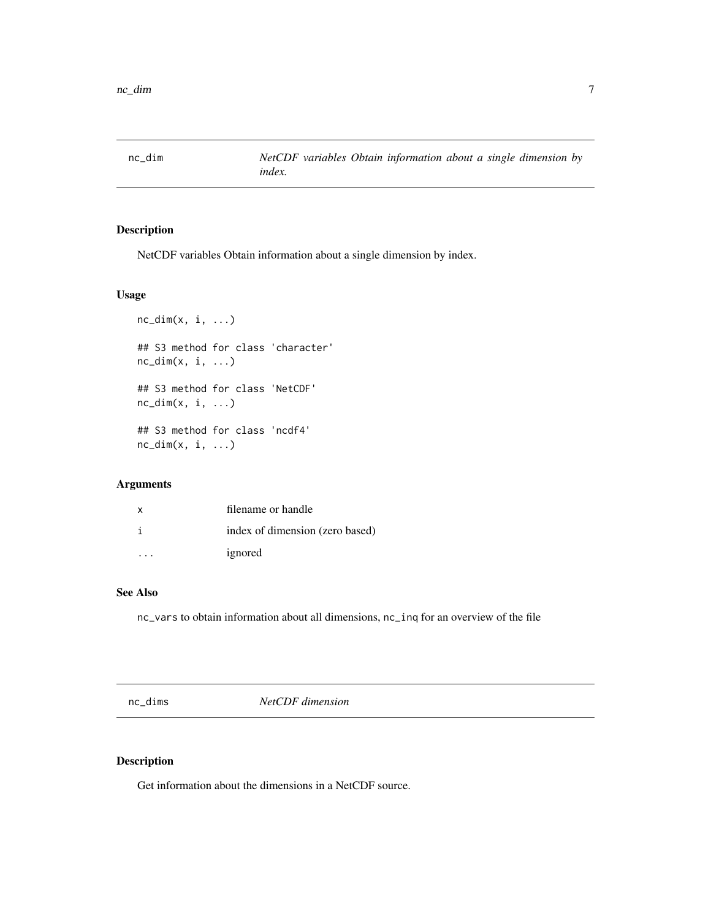## nc_dim — *NetCDF variables Obtain information about a single dimension by index.*

### Description

NetCDF variables Obtain information about a single dimension by index.

### Usage

```
nc_dim(x, i, ...)

## S3 method for class 'character'
nc_dim(x, i, ...)

## S3 method for class 'NetCDF'
nc_dim(x, i, ...)

## S3 method for class 'ncdf4'
nc_dim(x, i, ...)
```

### Arguments

| | |
|---|---|
| `x` | filename or handle |
| `i` | index of dimension (zero based) |
| `...` | ignored |

### See Also

`nc_vars` to obtain information about all dimensions, `nc_inq` for an overview of the file

## nc_dims — *NetCDF dimension*

### Description

Get information about the dimensions in a NetCDF source.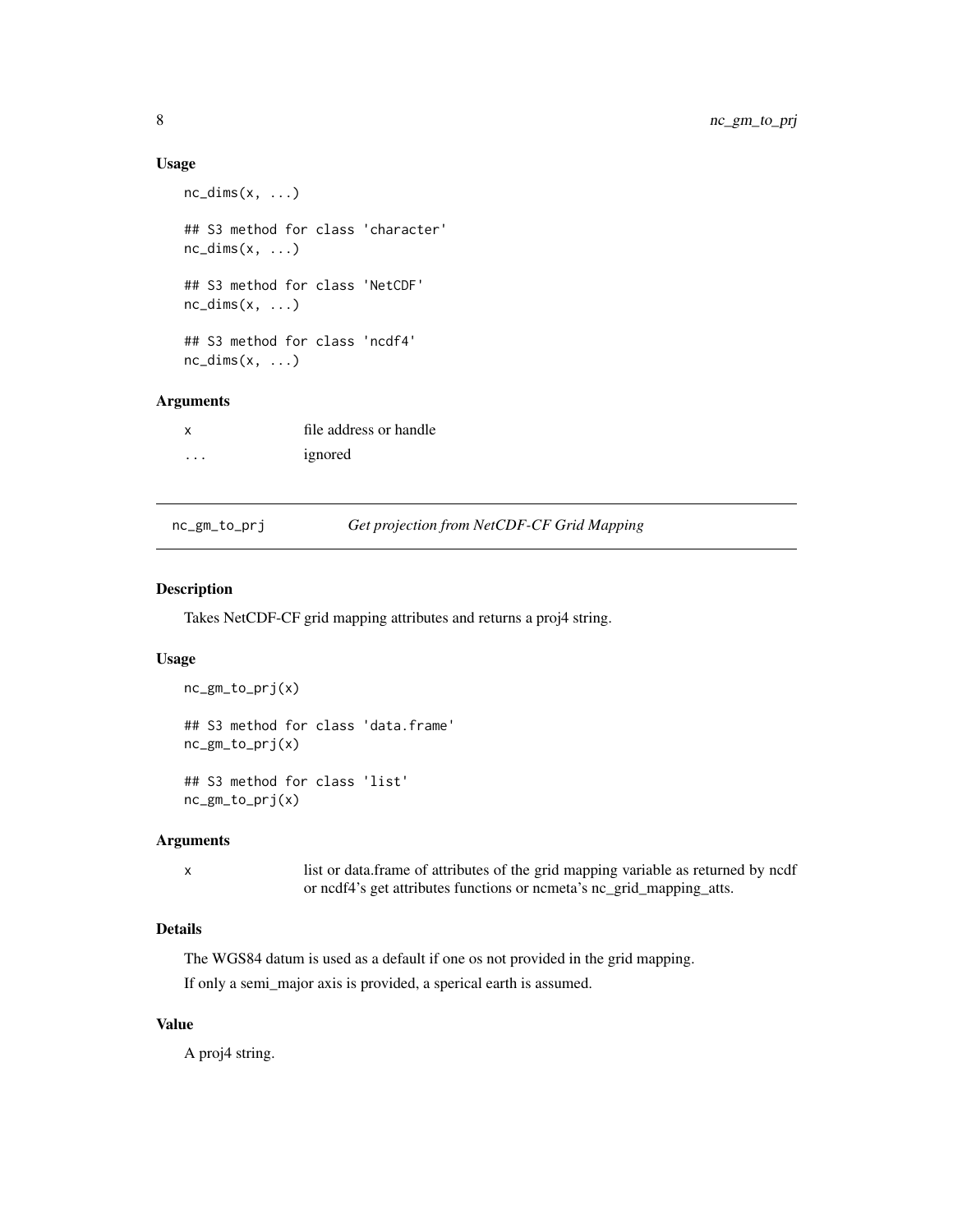### Usage

```
nc_dims(x, ...)

## S3 method for class 'character'
nc_dims(x, ...)

## S3 method for class 'NetCDF'
nc_dims(x, ...)

## S3 method for class 'ncdf4'
nc_dims(x, ...)
```

### Arguments

| | |
|---|---|
| x | file address or handle |
| ... | ignored |

---

## nc_gm_to_prj — *Get projection from NetCDF-CF Grid Mapping*

---

### Description

Takes NetCDF-CF grid mapping attributes and returns a proj4 string.

### Usage

```
nc_gm_to_prj(x)

## S3 method for class 'data.frame'
nc_gm_to_prj(x)

## S3 method for class 'list'
nc_gm_to_prj(x)
```

### Arguments

| | |
|---|---|
| x | list or data.frame of attributes of the grid mapping variable as returned by ncdf or ncdf4's get attributes functions or ncmeta's nc_grid_mapping_atts. |

### Details

The WGS84 datum is used as a default if one os not provided in the grid mapping.

If only a semi_major axis is provided, a sperical earth is assumed.

### Value

A proj4 string.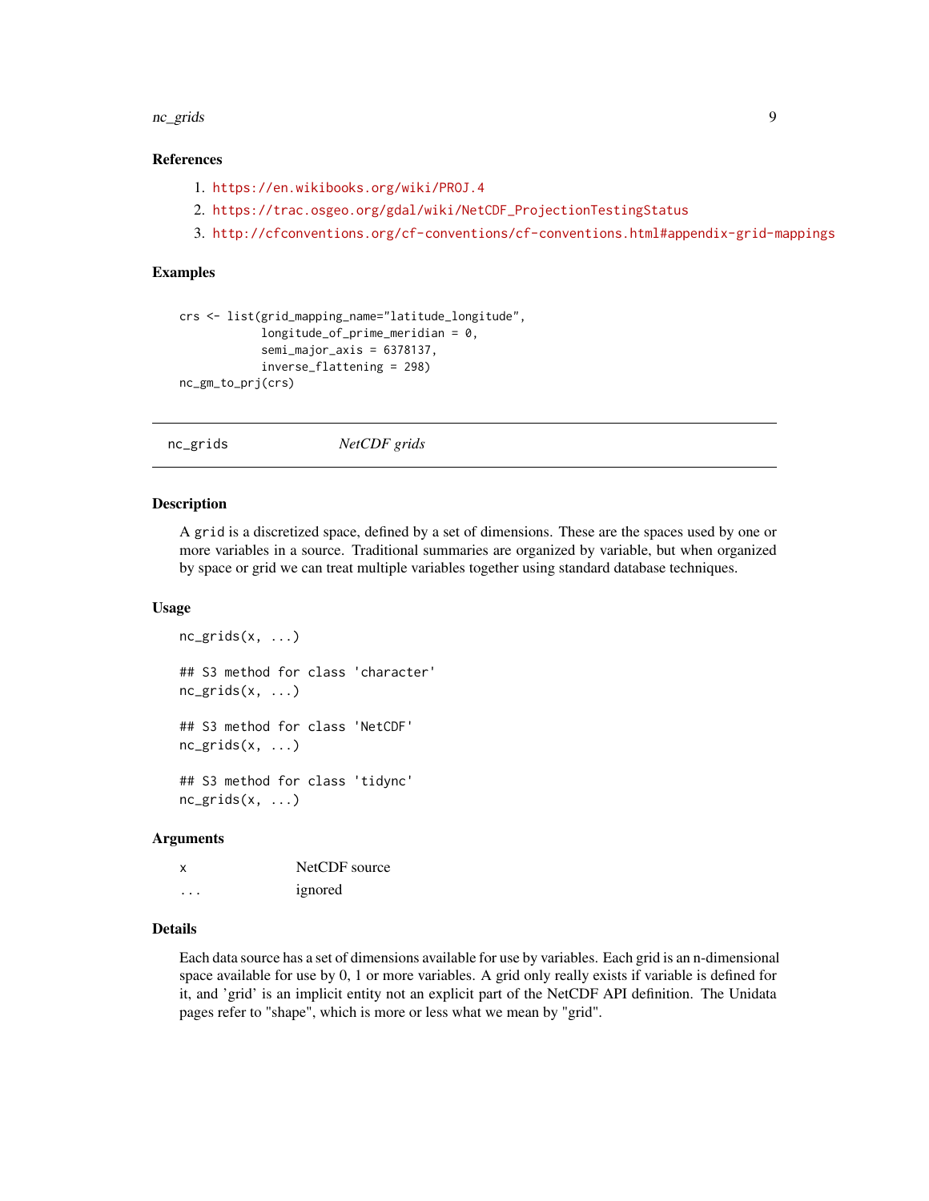### References

1. https://en.wikibooks.org/wiki/PROJ.4
2. https://trac.osgeo.org/gdal/wiki/NetCDF_ProjectionTestingStatus
3. http://cfconventions.org/cf-conventions/cf-conventions.html#appendix-grid-mappings

### Examples

```
crs <- list(grid_mapping_name="latitude_longitude",
            longitude_of_prime_meridian = 0,
            semi_major_axis = 6378137,
            inverse_flattening = 298)
nc_gm_to_prj(crs)
```

---

## nc_grids *NetCDF grids*

---

### Description

A grid is a discretized space, defined by a set of dimensions. These are the spaces used by one or more variables in a source. Traditional summaries are organized by variable, but when organized by space or grid we can treat multiple variables together using standard database techniques.

### Usage

```
nc_grids(x, ...)

## S3 method for class 'character'
nc_grids(x, ...)

## S3 method for class 'NetCDF'
nc_grids(x, ...)

## S3 method for class 'tidync'
nc_grids(x, ...)
```

### Arguments

| | |
|---|---|
| x | NetCDF source |
| ... | ignored |

### Details

Each data source has a set of dimensions available for use by variables. Each grid is an n-dimensional space available for use by 0, 1 or more variables. A grid only really exists if variable is defined for it, and 'grid' is an implicit entity not an explicit part of the NetCDF API definition. The Unidata pages refer to "shape", which is more or less what we mean by "grid".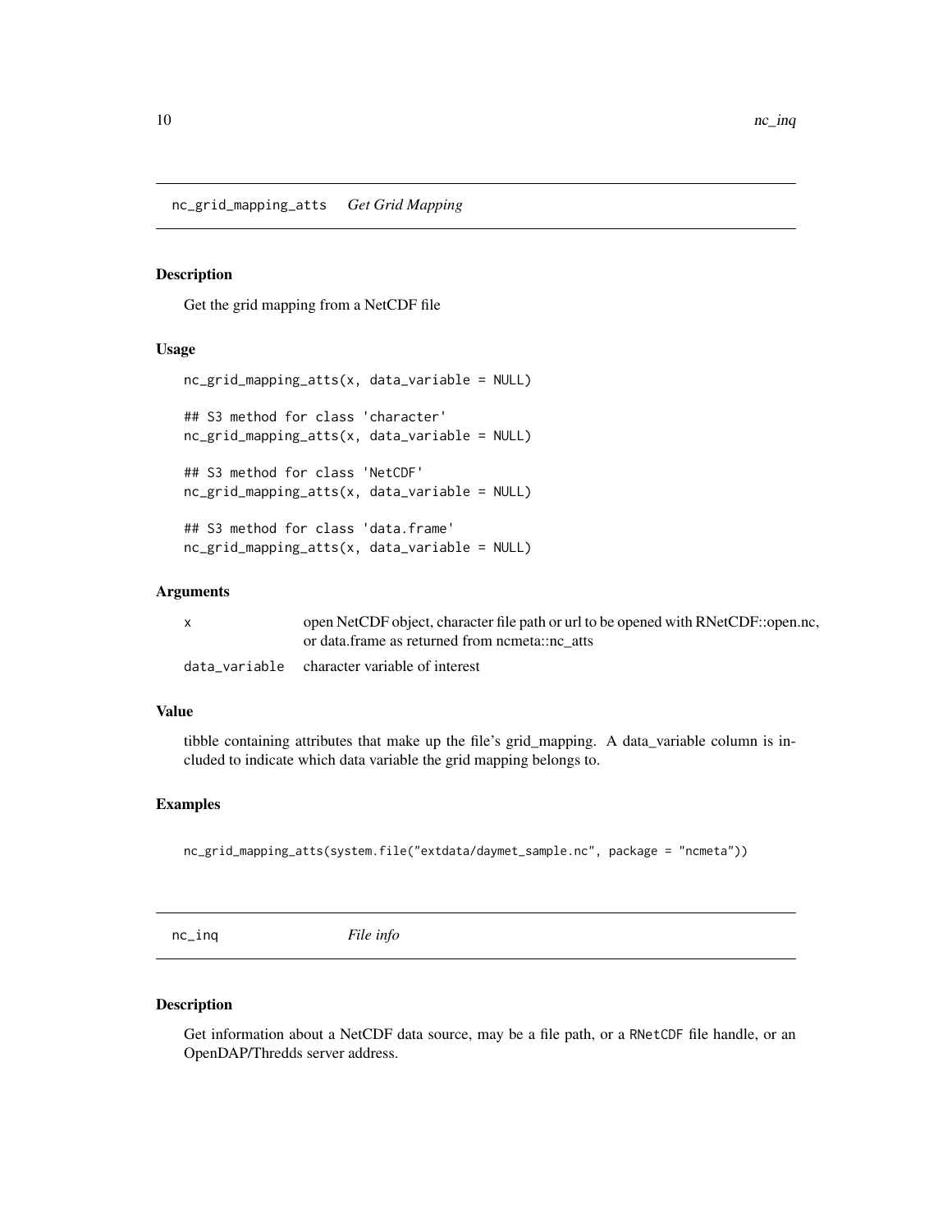## nc_grid_mapping_atts *Get Grid Mapping*

### Description

Get the grid mapping from a NetCDF file

### Usage

```
nc_grid_mapping_atts(x, data_variable = NULL)

## S3 method for class 'character'
nc_grid_mapping_atts(x, data_variable = NULL)

## S3 method for class 'NetCDF'
nc_grid_mapping_atts(x, data_variable = NULL)

## S3 method for class 'data.frame'
nc_grid_mapping_atts(x, data_variable = NULL)
```

### Arguments

| | |
|---|---|
| x | open NetCDF object, character file path or url to be opened with RNetCDF::open.nc, or data.frame as returned from ncmeta::nc_atts |
| data_variable | character variable of interest |

### Value

tibble containing attributes that make up the file's grid_mapping. A data_variable column is included to indicate which data variable the grid mapping belongs to.

### Examples

```
nc_grid_mapping_atts(system.file("extdata/daymet_sample.nc", package = "ncmeta"))
```

## nc_inq *File info*

### Description

Get information about a NetCDF data source, may be a file path, or a `RNetCDF` file handle, or an OpenDAP/Thredds server address.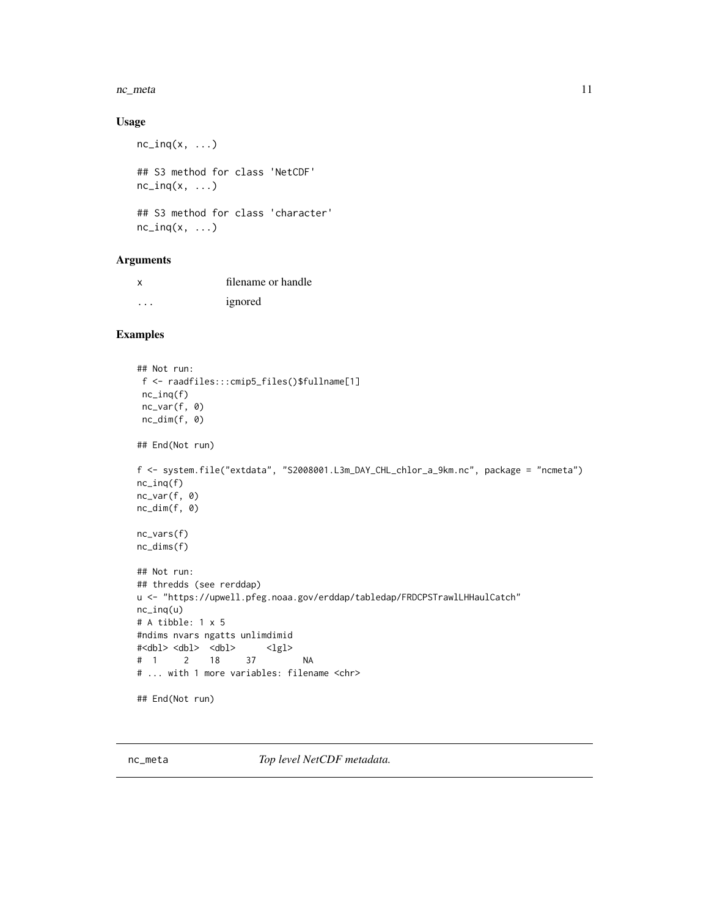### Usage

```
nc_inq(x, ...)

## S3 method for class 'NetCDF'
nc_inq(x, ...)

## S3 method for class 'character'
nc_inq(x, ...)
```

### Arguments

| | |
|---|---|
| x | filename or handle |
| ... | ignored |

### Examples

```
## Not run:
 f <- raadfiles:::cmip5_files()$fullname[1]
 nc_inq(f)
 nc_var(f, 0)
 nc_dim(f, 0)

## End(Not run)

f <- system.file("extdata", "S2008001.L3m_DAY_CHL_chlor_a_9km.nc", package = "ncmeta")
nc_inq(f)
nc_var(f, 0)
nc_dim(f, 0)

nc_vars(f)
nc_dims(f)

## Not run:
## thredds (see rerddap)
u <- "https://upwell.pfeg.noaa.gov/erddap/tabledap/FRDCPSTrawlLHHaulCatch"
nc_inq(u)
# A tibble: 1 x 5
#ndims nvars ngatts unlimdimid
#<dbl> <dbl>  <dbl>      <lgl>
#  1     2    18     37         NA
# ... with 1 more variables: filename <chr>

## End(Not run)
```

## nc_meta *Top level NetCDF metadata.*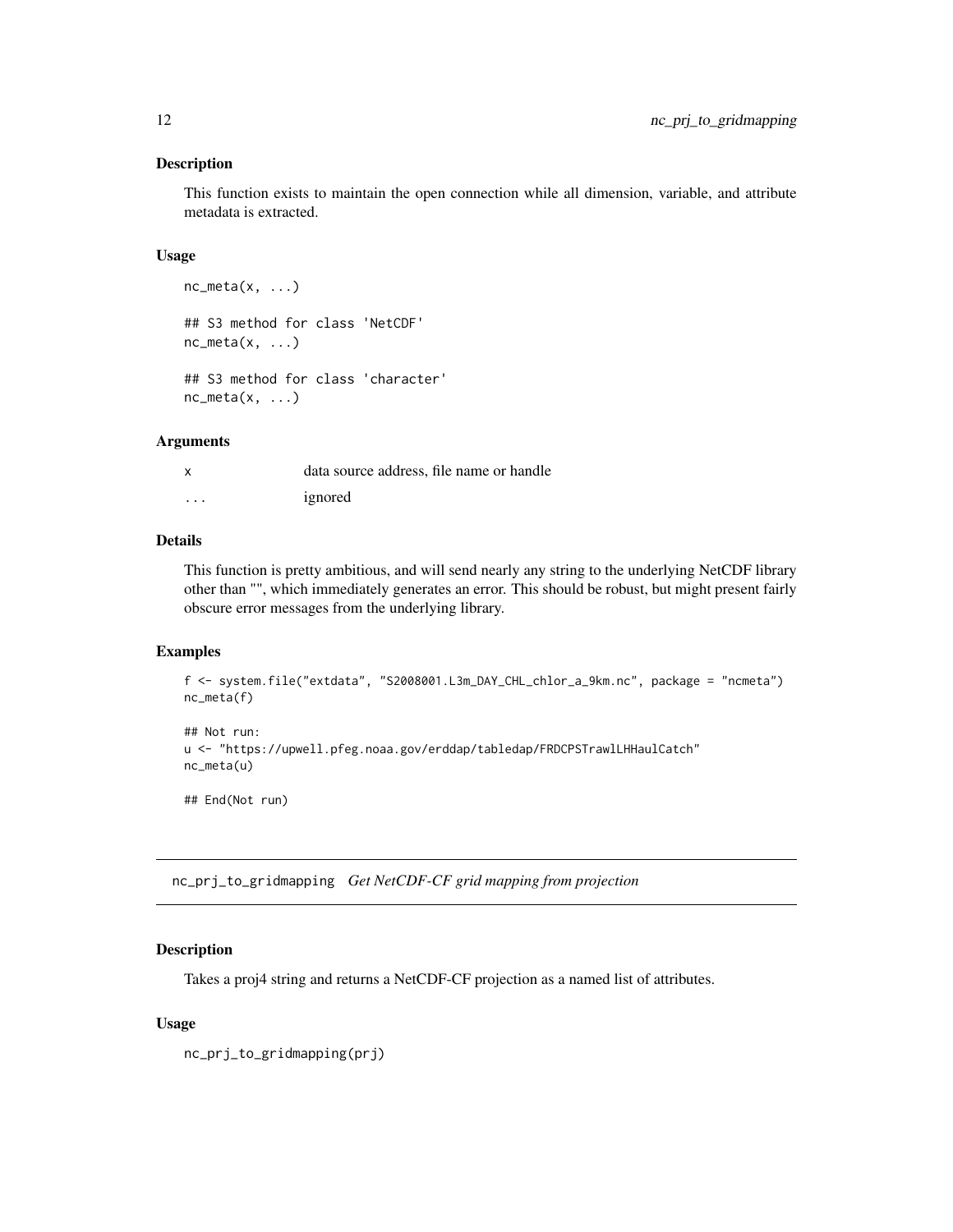### Description

This function exists to maintain the open connection while all dimension, variable, and attribute metadata is extracted.

### Usage

```
nc_meta(x, ...)

## S3 method for class 'NetCDF'
nc_meta(x, ...)

## S3 method for class 'character'
nc_meta(x, ...)
```

### Arguments

| | |
|---|---|
| x | data source address, file name or handle |
| ... | ignored |

### Details

This function is pretty ambitious, and will send nearly any string to the underlying NetCDF library other than "", which immediately generates an error. This should be robust, but might present fairly obscure error messages from the underlying library.

### Examples

```
f <- system.file("extdata", "S2008001.L3m_DAY_CHL_chlor_a_9km.nc", package = "ncmeta")
nc_meta(f)

## Not run:
u <- "https://upwell.pfeg.noaa.gov/erddap/tabledap/FRDCPSTrawlLHHaulCatch"
nc_meta(u)

## End(Not run)
```

---

## nc_prj_to_gridmapping *Get NetCDF-CF grid mapping from projection*

### Description

Takes a proj4 string and returns a NetCDF-CF projection as a named list of attributes.

### Usage

```
nc_prj_to_gridmapping(prj)
```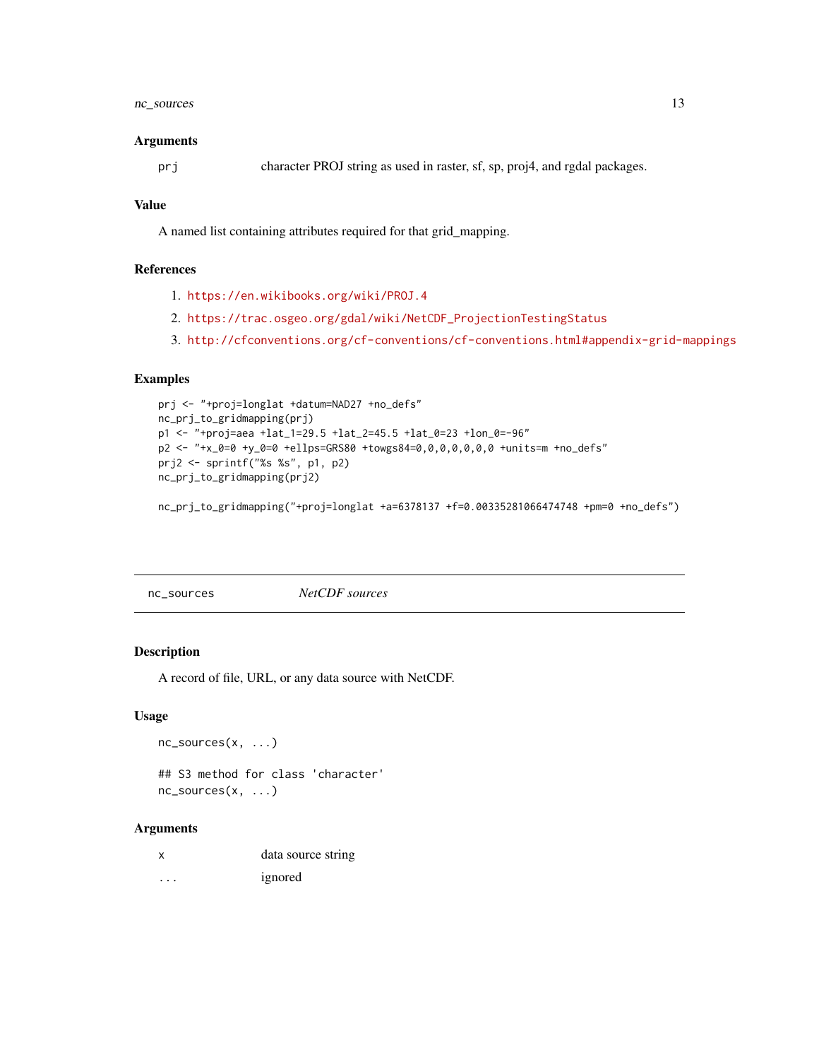### Arguments

| | |
|---|---|
| `prj` | character PROJ string as used in raster, sf, sp, proj4, and rgdal packages. |

### Value

A named list containing attributes required for that grid_mapping.

### References

1. https://en.wikibooks.org/wiki/PROJ.4
2. https://trac.osgeo.org/gdal/wiki/NetCDF_ProjectionTestingStatus
3. http://cfconventions.org/cf-conventions/cf-conventions.html#appendix-grid-mappings

### Examples

```
prj <- "+proj=longlat +datum=NAD27 +no_defs"
nc_prj_to_gridmapping(prj)
p1 <- "+proj=aea +lat_1=29.5 +lat_2=45.5 +lat_0=23 +lon_0=-96"
p2 <- "+x_0=0 +y_0=0 +ellps=GRS80 +towgs84=0,0,0,0,0,0,0 +units=m +no_defs"
prj2 <- sprintf("%s %s", p1, p2)
nc_prj_to_gridmapping(prj2)

nc_prj_to_gridmapping("+proj=longlat +a=6378137 +f=0.00335281066474748 +pm=0 +no_defs")
```

---

## nc_sources — *NetCDF sources*

### Description

A record of file, URL, or any data source with NetCDF.

### Usage

```
nc_sources(x, ...)

## S3 method for class 'character'
nc_sources(x, ...)
```

### Arguments

| | |
|---|---|
| `x` | data source string |
| `...` | ignored |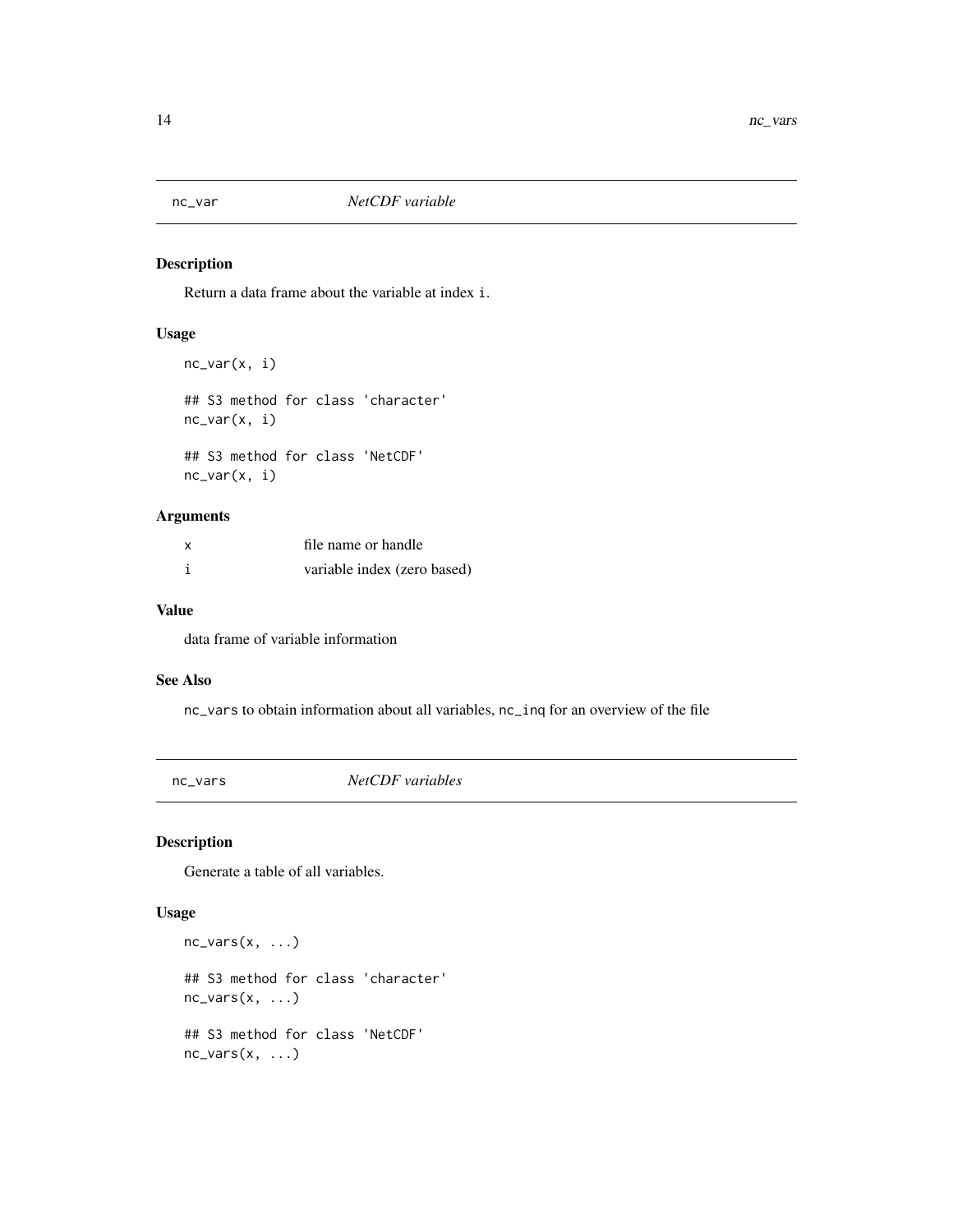## nc_var — *NetCDF variable*

### Description

Return a data frame about the variable at index `i`.

### Usage

```
nc_var(x, i)

## S3 method for class 'character'
nc_var(x, i)

## S3 method for class 'NetCDF'
nc_var(x, i)
```

### Arguments

| | |
|---|---|
| x | file name or handle |
| i | variable index (zero based) |

### Value

data frame of variable information

### See Also

`nc_vars` to obtain information about all variables, `nc_inq` for an overview of the file

## nc_vars — *NetCDF variables*

### Description

Generate a table of all variables.

### Usage

```
nc_vars(x, ...)

## S3 method for class 'character'
nc_vars(x, ...)

## S3 method for class 'NetCDF'
nc_vars(x, ...)
```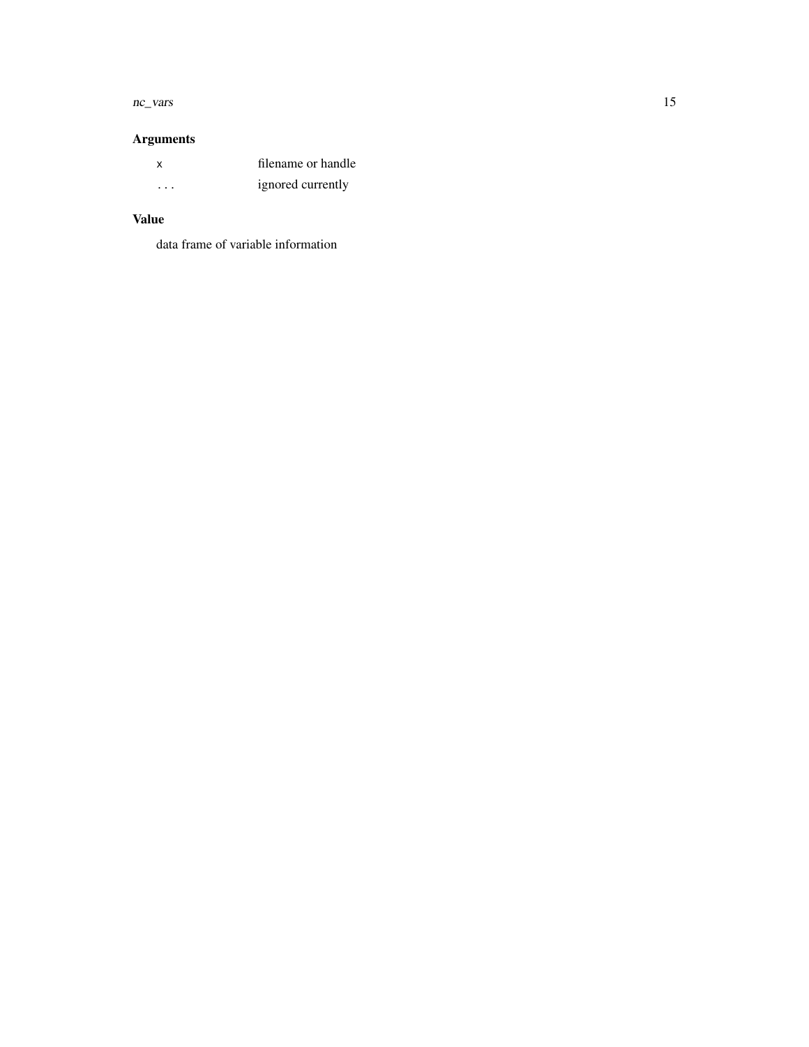## Arguments

| | |
|---|---|
| `x` | filename or handle |
| ... | ignored currently |

## Value

data frame of variable information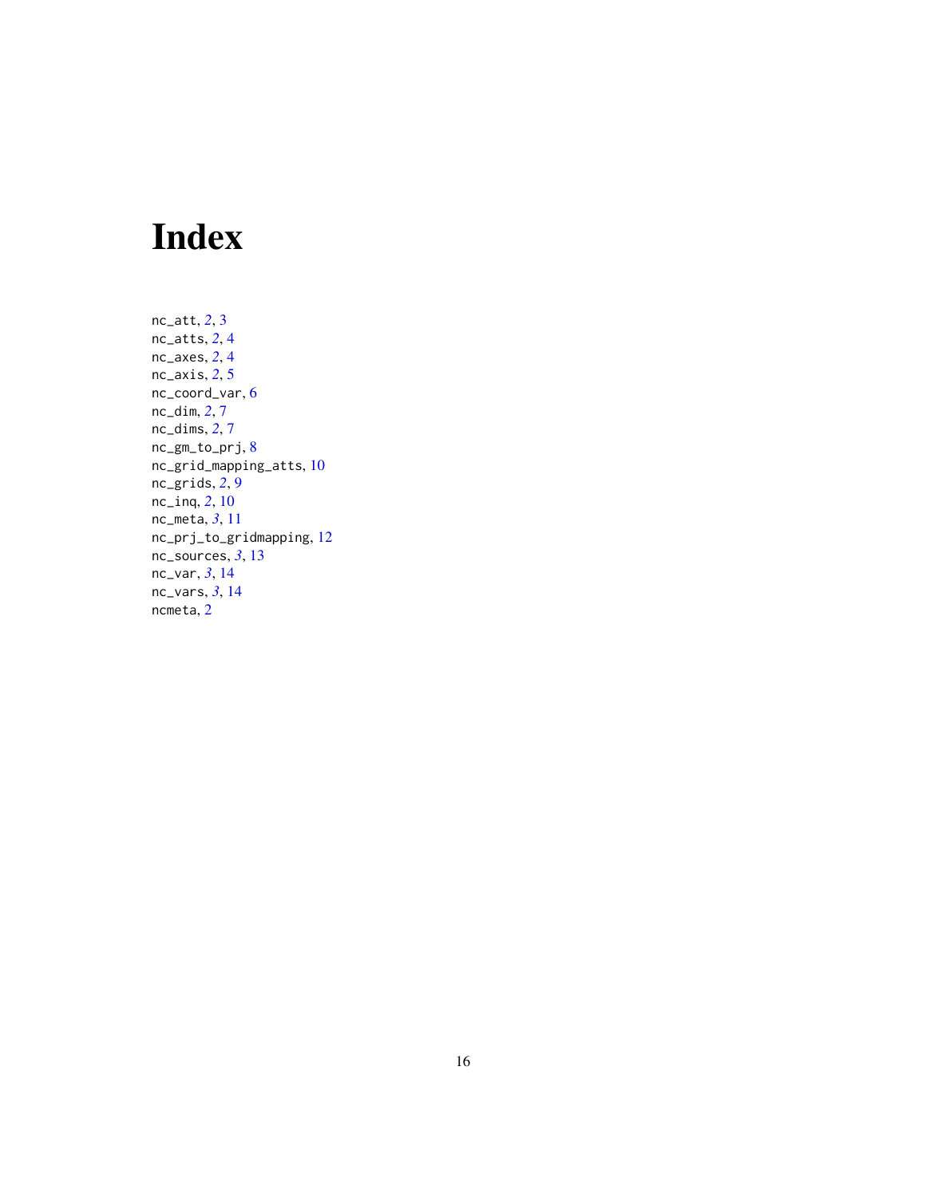# Index

nc_att, *2*, 3
nc_atts, *2*, 4
nc_axes, *2*, 4
nc_axis, *2*, 5
nc_coord_var, 6
nc_dim, *2*, 7
nc_dims, *2*, 7
nc_gm_to_prj, 8
nc_grid_mapping_atts, 10
nc_grids, *2*, 9
nc_inq, *2*, 10
nc_meta, *3*, 11
nc_prj_to_gridmapping, 12
nc_sources, *3*, 13
nc_var, *3*, 14
nc_vars, *3*, 14
ncmeta, 2